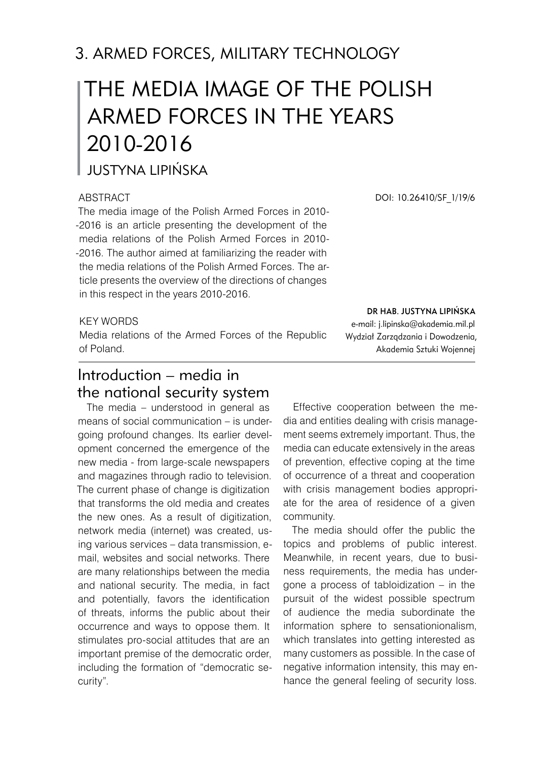## 3. ARMED FORCES, MILITARY TECHNOLOGY

# THE MEDIA IMAGE OF THE POLISH ARMED FORCES IN THE YEARS 2010-2016

JUSTYNA LIPIŃSKA

ABSTRACT

The media image of the Polish Armed Forces in 2010-2016 is an article presenting the development of the media relations of the Polish Armed Forces in 2010-2016. The author aimed at familiarizing the reader with the media relations of the Polish Armed Forces. The article presents the overview of the directions of changes in this respect in the years 2010-2016.

DOI: 10.26410/SF_1/19/6

KEY WORDS

Media relations of the Armed Forces of the Republic of Poland.

**DR HAB. JUSTYNA LIPIŃSKA**
e-mail: j.lipinska@akademia.mil.pl
Wydział Zarządzania i Dowodzenia, Akademia Sztuki Wojennej

## Introduction – media in the national security system

The media – understood in general as means of social communication – is undergoing profound changes. Its earlier development concerned the emergence of the new media - from large-scale newspapers and magazines through radio to television. The current phase of change is digitization that transforms the old media and creates the new ones. As a result of digitization, network media (internet) was created, using various services – data transmission, e-mail, websites and social networks. There are many relationships between the media and national security. The media, in fact and potentially, favors the identification of threats, informs the public about their occurrence and ways to oppose them. It stimulates pro-social attitudes that are an important premise of the democratic order, including the formation of "democratic security".

Effective cooperation between the media and entities dealing with crisis management seems extremely important. Thus, the media can educate extensively in the areas of prevention, effective coping at the time of occurrence of a threat and cooperation with crisis management bodies appropriate for the area of residence of a given community.

The media should offer the public the topics and problems of public interest. Meanwhile, in recent years, due to business requirements, the media has undergone a process of tabloidization – in the pursuit of the widest possible spectrum of audience the media subordinate the information sphere to sensationionalism, which translates into getting interested as many customers as possible. In the case of negative information intensity, this may enhance the general feeling of security loss.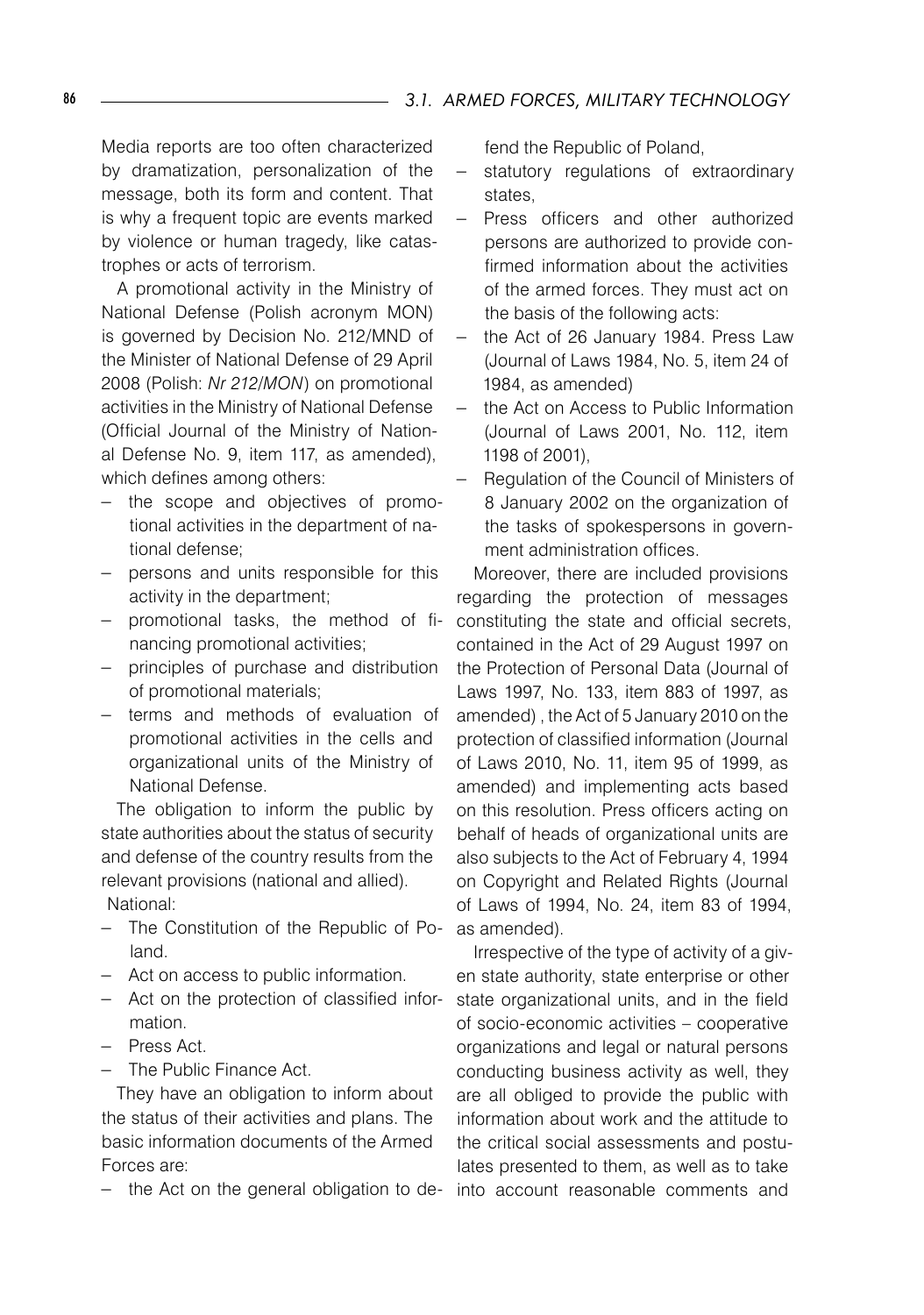Media reports are too often characterized by dramatization, personalization of the message, both its form and content. That is why a frequent topic are events marked by violence or human tragedy, like catastrophes or acts of terrorism.

A promotional activity in the Ministry of National Defense (Polish acronym MON) is governed by Decision No. 212/MND of the Minister of National Defense of 29 April 2008 (Polish: *Nr 212/MON*) on promotional activities in the Ministry of National Defense (Official Journal of the Ministry of National Defense No. 9, item 117, as amended), which defines among others:

- the scope and objectives of promotional activities in the department of national defense;
- persons and units responsible for this activity in the department;
- promotional tasks, the method of financing promotional activities;
- principles of purchase and distribution of promotional materials;
- terms and methods of evaluation of promotional activities in the cells and organizational units of the Ministry of National Defense.

The obligation to inform the public by state authorities about the status of security and defense of the country results from the relevant provisions (national and allied).

National:

- The Constitution of the Republic of Poland.
- Act on access to public information.
- Act on the protection of classified information.
- Press Act.
- The Public Finance Act.

They have an obligation to inform about the status of their activities and plans. The basic information documents of the Armed Forces are:

- the Act on the general obligation to defend the Republic of Poland,
- statutory regulations of extraordinary states,
- Press officers and other authorized persons are authorized to provide confirmed information about the activities of the armed forces. They must act on the basis of the following acts:
- the Act of 26 January 1984. Press Law (Journal of Laws 1984, No. 5, item 24 of 1984, as amended)
- the Act on Access to Public Information (Journal of Laws 2001, No. 112, item 1198 of 2001),
- Regulation of the Council of Ministers of 8 January 2002 on the organization of the tasks of spokespersons in government administration offices.

Moreover, there are included provisions regarding the protection of messages constituting the state and official secrets, contained in the Act of 29 August 1997 on the Protection of Personal Data (Journal of Laws 1997, No. 133, item 883 of 1997, as amended) , the Act of 5 January 2010 on the protection of classified information (Journal of Laws 2010, No. 11, item 95 of 1999, as amended) and implementing acts based on this resolution. Press officers acting on behalf of heads of organizational units are also subjects to the Act of February 4, 1994 on Copyright and Related Rights (Journal of Laws of 1994, No. 24, item 83 of 1994, as amended).

Irrespective of the type of activity of a given state authority, state enterprise or other state organizational units, and in the field of socio-economic activities – cooperative organizations and legal or natural persons conducting business activity as well, they are all obliged to provide the public with information about work and the attitude to the critical social assessments and postulates presented to them, as well as to take into account reasonable comments and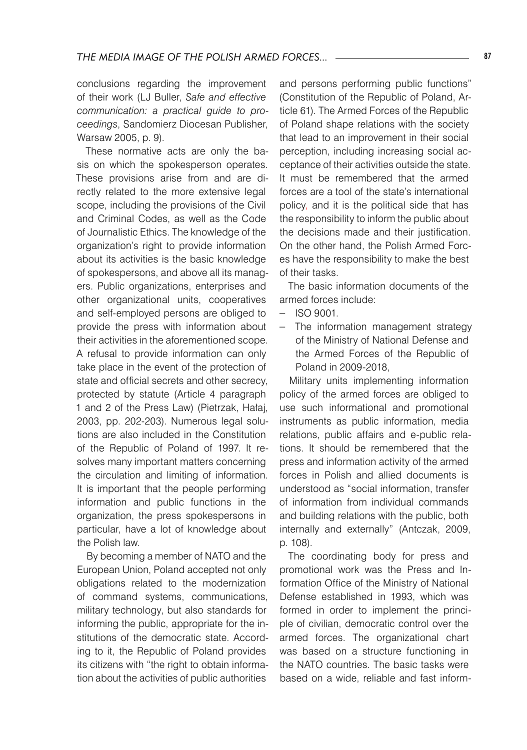conclusions regarding the improvement of their work (LJ Buller, *Safe and effective communication: a practical guide to proceedings*, Sandomierz Diocesan Publisher, Warsaw 2005, p. 9).

These normative acts are only the basis on which the spokesperson operates. These provisions arise from and are directly related to the more extensive legal scope, including the provisions of the Civil and Criminal Codes, as well as the Code of Journalistic Ethics. The knowledge of the organization's right to provide information about its activities is the basic knowledge of spokespersons, and above all its managers. Public organizations, enterprises and other organizational units, cooperatives and self-employed persons are obliged to provide the press with information about their activities in the aforementioned scope. A refusal to provide information can only take place in the event of the protection of state and official secrets and other secrecy, protected by statute (Article 4 paragraph 1 and 2 of the Press Law) (Pietrzak, Hałaj, 2003, pp. 202-203). Numerous legal solutions are also included in the Constitution of the Republic of Poland of 1997. It resolves many important matters concerning the circulation and limiting of information. It is important that the people performing information and public functions in the organization, the press spokespersons in particular, have a lot of knowledge about the Polish law.

By becoming a member of NATO and the European Union, Poland accepted not only obligations related to the modernization of command systems, communications, military technology, but also standards for informing the public, appropriate for the institutions of the democratic state. According to it, the Republic of Poland provides its citizens with "the right to obtain information about the activities of public authorities and persons performing public functions" (Constitution of the Republic of Poland, Article 61). The Armed Forces of the Republic of Poland shape relations with the society that lead to an improvement in their social perception, including increasing social acceptance of their activities outside the state. It must be remembered that the armed forces are a tool of the state's international policy, and it is the political side that has the responsibility to inform the public about the decisions made and their justification. On the other hand, the Polish Armed Forces have the responsibility to make the best of their tasks.

The basic information documents of the armed forces include:

- ISO 9001.
- The information management strategy of the Ministry of National Defense and the Armed Forces of the Republic of Poland in 2009-2018,

Military units implementing information policy of the armed forces are obliged to use such informational and promotional instruments as public information, media relations, public affairs and e-public relations. It should be remembered that the press and information activity of the armed forces in Polish and allied documents is understood as "social information, transfer of information from individual commands and building relations with the public, both internally and externally" (Antczak, 2009, p. 108).

The coordinating body for press and promotional work was the Press and Information Office of the Ministry of National Defense established in 1993, which was formed in order to implement the principle of civilian, democratic control over the armed forces. The organizational chart was based on a structure functioning in the NATO countries. The basic tasks were based on a wide, reliable and fast inform-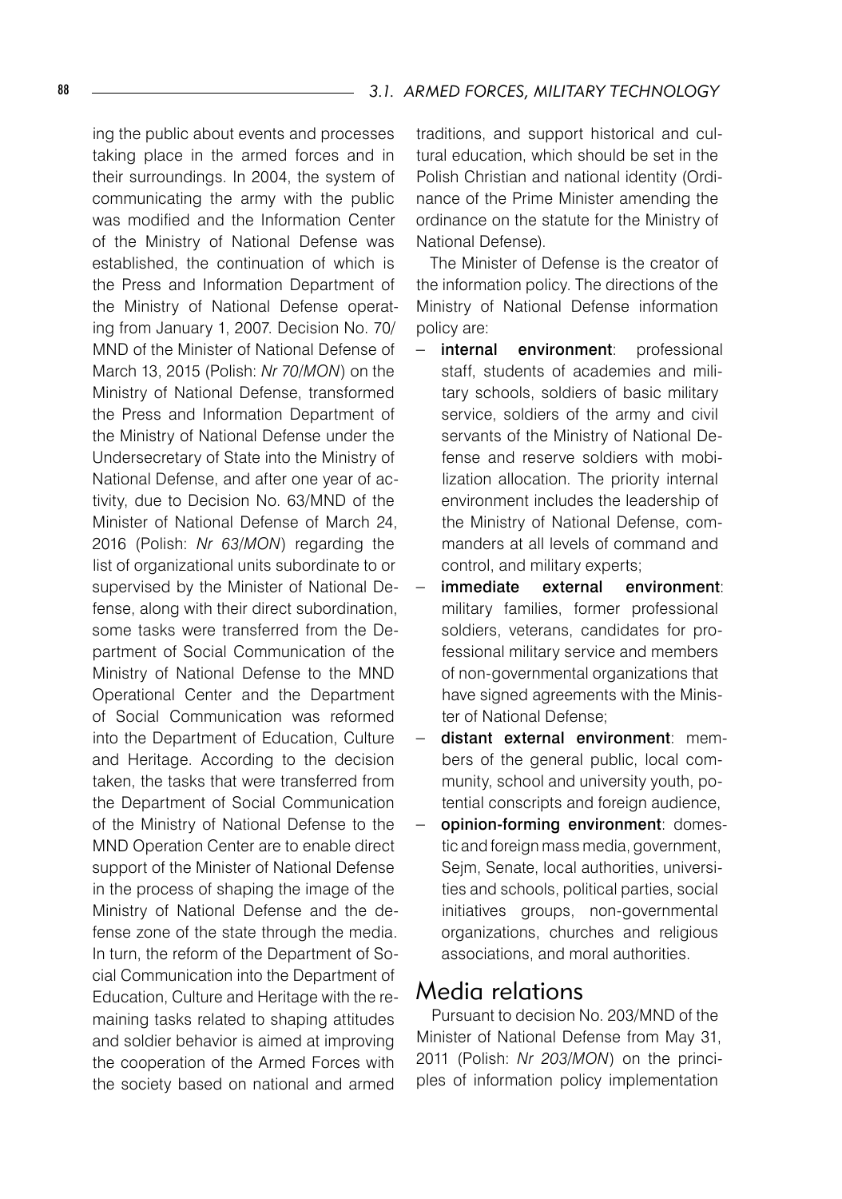ing the public about events and processes taking place in the armed forces and in their surroundings. In 2004, the system of communicating the army with the public was modified and the Information Center of the Ministry of National Defense was established, the continuation of which is the Press and Information Department of the Ministry of National Defense operating from January 1, 2007. Decision No. 70/MND of the Minister of National Defense of March 13, 2015 (Polish: *Nr 70/MON*) on the Ministry of National Defense, transformed the Press and Information Department of the Ministry of National Defense under the Undersecretary of State into the Ministry of National Defense, and after one year of activity, due to Decision No. 63/MND of the Minister of National Defense of March 24, 2016 (Polish: *Nr 63/MON*) regarding the list of organizational units subordinate to or supervised by the Minister of National Defense, along with their direct subordination, some tasks were transferred from the Department of Social Communication of the Ministry of National Defense to the MND Operational Center and the Department of Social Communication was reformed into the Department of Education, Culture and Heritage. According to the decision taken, the tasks that were transferred from the Department of Social Communication of the Ministry of National Defense to the MND Operation Center are to enable direct support of the Minister of National Defense in the process of shaping the image of the Ministry of National Defense and the defense zone of the state through the media. In turn, the reform of the Department of Social Communication into the Department of Education, Culture and Heritage with the remaining tasks related to shaping attitudes and soldier behavior is aimed at improving the cooperation of the Armed Forces with the society based on national and armed traditions, and support historical and cultural education, which should be set in the Polish Christian and national identity (Ordinance of the Prime Minister amending the ordinance on the statute for the Ministry of National Defense).

The Minister of Defense is the creator of the information policy. The directions of the Ministry of National Defense information policy are:

- **internal environment**: professional staff, students of academies and military schools, soldiers of basic military service, soldiers of the army and civil servants of the Ministry of National Defense and reserve soldiers with mobilization allocation. The priority internal environment includes the leadership of the Ministry of National Defense, commanders at all levels of command and control, and military experts;
- **immediate external environment**: military families, former professional soldiers, veterans, candidates for professional military service and members of non-governmental organizations that have signed agreements with the Minister of National Defense;
- **distant external environment**: members of the general public, local community, school and university youth, potential conscripts and foreign audience,
- **opinion-forming environment**: domestic and foreign mass media, government, Sejm, Senate, local authorities, universities and schools, political parties, social initiatives groups, non-governmental organizations, churches and religious associations, and moral authorities.

## Media relations

Pursuant to decision No. 203/MND of the Minister of National Defense from May 31, 2011 (Polish: *Nr 203/MON*) on the principles of information policy implementation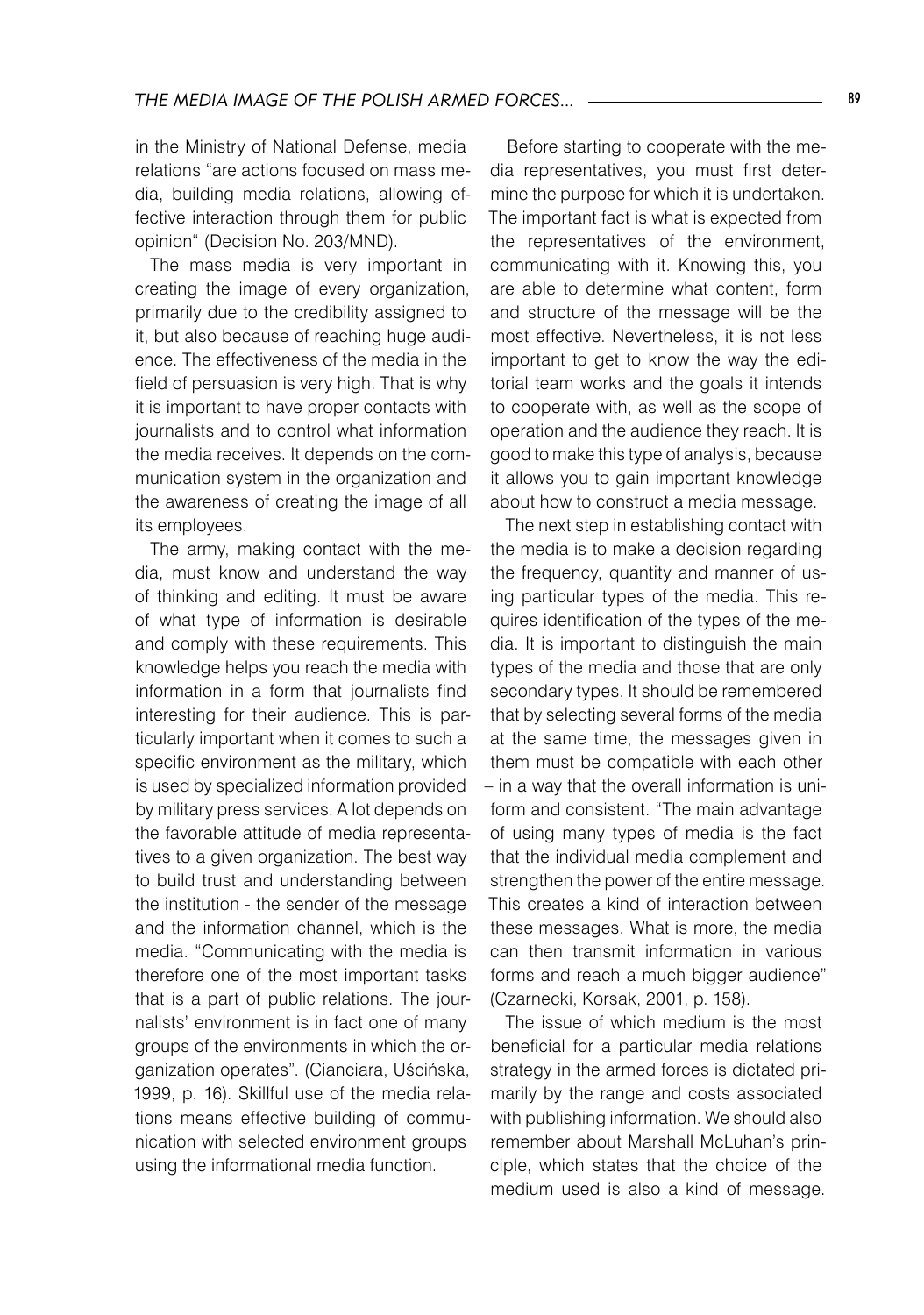in the Ministry of National Defense, media relations "are actions focused on mass media, building media relations, allowing effective interaction through them for public opinion" (Decision No. 203/MND).

The mass media is very important in creating the image of every organization, primarily due to the credibility assigned to it, but also because of reaching huge audience. The effectiveness of the media in the field of persuasion is very high. That is why it is important to have proper contacts with journalists and to control what information the media receives. It depends on the communication system in the organization and the awareness of creating the image of all its employees.

The army, making contact with the media, must know and understand the way of thinking and editing. It must be aware of what type of information is desirable and comply with these requirements. This knowledge helps you reach the media with information in a form that journalists find interesting for their audience. This is particularly important when it comes to such a specific environment as the military, which is used by specialized information provided by military press services. A lot depends on the favorable attitude of media representatives to a given organization. The best way to build trust and understanding between the institution - the sender of the message and the information channel, which is the media. "Communicating with the media is therefore one of the most important tasks that is a part of public relations. The journalists' environment is in fact one of many groups of the environments in which the organization operates". (Cianciara, Uścińska, 1999, p. 16). Skillful use of the media relations means effective building of communication with selected environment groups using the informational media function.

Before starting to cooperate with the media representatives, you must first determine the purpose for which it is undertaken. The important fact is what is expected from the representatives of the environment, communicating with it. Knowing this, you are able to determine what content, form and structure of the message will be the most effective. Nevertheless, it is not less important to get to know the way the editorial team works and the goals it intends to cooperate with, as well as the scope of operation and the audience they reach. It is good to make this type of analysis, because it allows you to gain important knowledge about how to construct a media message.

The next step in establishing contact with the media is to make a decision regarding the frequency, quantity and manner of using particular types of the media. This requires identification of the types of the media. It is important to distinguish the main types of the media and those that are only secondary types. It should be remembered that by selecting several forms of the media at the same time, the messages given in them must be compatible with each other – in a way that the overall information is uniform and consistent. "The main advantage of using many types of media is the fact that the individual media complement and strengthen the power of the entire message. This creates a kind of interaction between these messages. What is more, the media can then transmit information in various forms and reach a much bigger audience" (Czarnecki, Korsak, 2001, p. 158).

The issue of which medium is the most beneficial for a particular media relations strategy in the armed forces is dictated primarily by the range and costs associated with publishing information. We should also remember about Marshall McLuhan's principle, which states that the choice of the medium used is also a kind of message.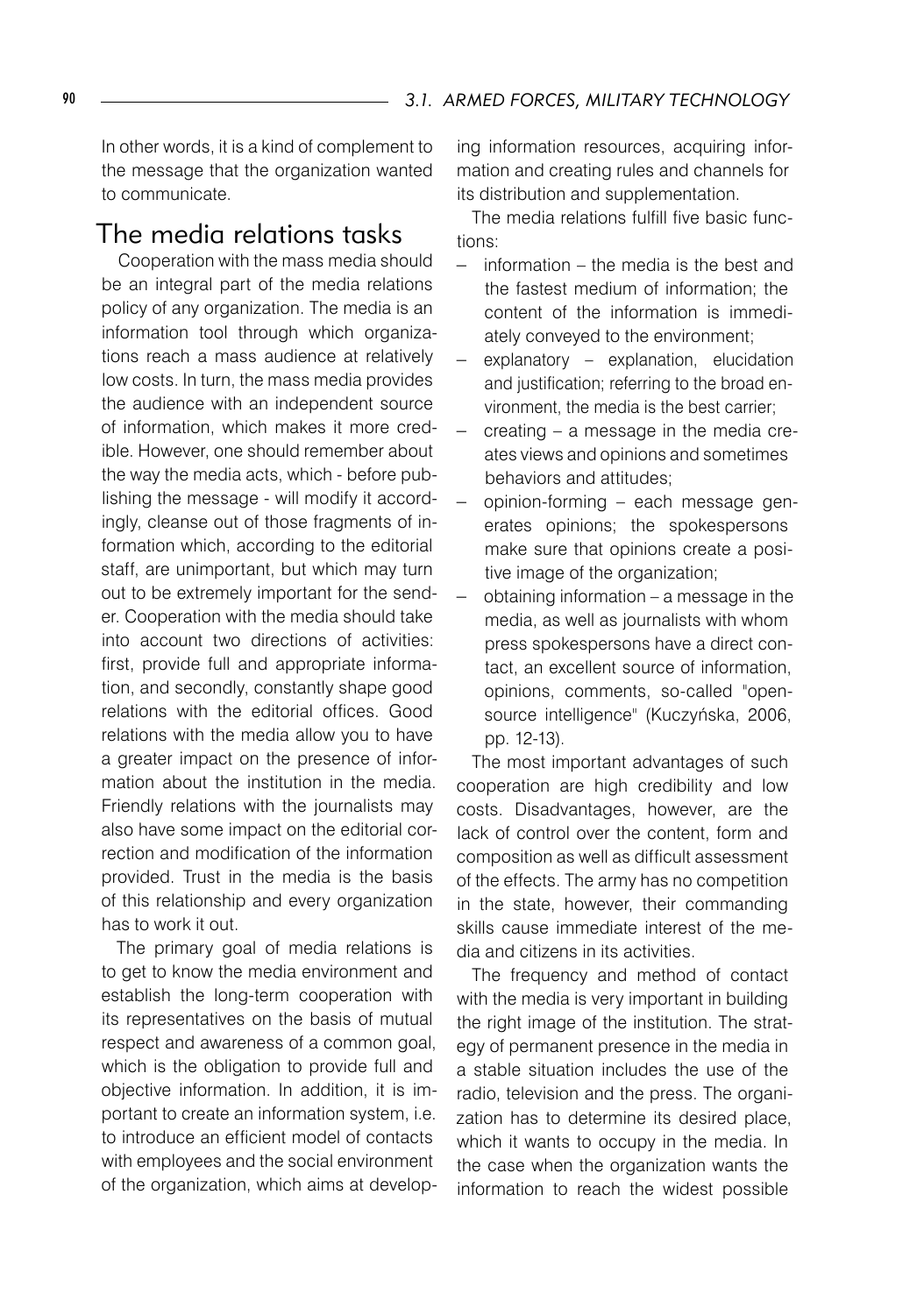In other words, it is a kind of complement to the message that the organization wanted to communicate.

## The media relations tasks

Cooperation with the mass media should be an integral part of the media relations policy of any organization. The media is an information tool through which organizations reach a mass audience at relatively low costs. In turn, the mass media provides the audience with an independent source of information, which makes it more credible. However, one should remember about the way the media acts, which - before publishing the message - will modify it accordingly, cleanse out of those fragments of information which, according to the editorial staff, are unimportant, but which may turn out to be extremely important for the sender. Cooperation with the media should take into account two directions of activities: first, provide full and appropriate information, and secondly, constantly shape good relations with the editorial offices. Good relations with the media allow you to have a greater impact on the presence of information about the institution in the media. Friendly relations with the journalists may also have some impact on the editorial correction and modification of the information provided. Trust in the media is the basis of this relationship and every organization has to work it out.

The primary goal of media relations is to get to know the media environment and establish the long-term cooperation with its representatives on the basis of mutual respect and awareness of a common goal, which is the obligation to provide full and objective information. In addition, it is important to create an information system, i.e. to introduce an efficient model of contacts with employees and the social environment of the organization, which aims at developing information resources, acquiring information and creating rules and channels for its distribution and supplementation.

The media relations fulfill five basic functions:

- information – the media is the best and the fastest medium of information; the content of the information is immediately conveyed to the environment;
- explanatory – explanation, elucidation and justification; referring to the broad environment, the media is the best carrier;
- creating – a message in the media creates views and opinions and sometimes behaviors and attitudes;
- opinion-forming – each message generates opinions; the spokespersons make sure that opinions create a positive image of the organization;
- obtaining information – a message in the media, as well as journalists with whom press spokespersons have a direct contact, an excellent source of information, opinions, comments, so-called "open-source intelligence" (Kuczyńska, 2006, pp. 12-13).

The most important advantages of such cooperation are high credibility and low costs. Disadvantages, however, are the lack of control over the content, form and composition as well as difficult assessment of the effects. The army has no competition in the state, however, their commanding skills cause immediate interest of the media and citizens in its activities.

The frequency and method of contact with the media is very important in building the right image of the institution. The strategy of permanent presence in the media in a stable situation includes the use of the radio, television and the press. The organization has to determine its desired place, which it wants to occupy in the media. In the case when the organization wants the information to reach the widest possible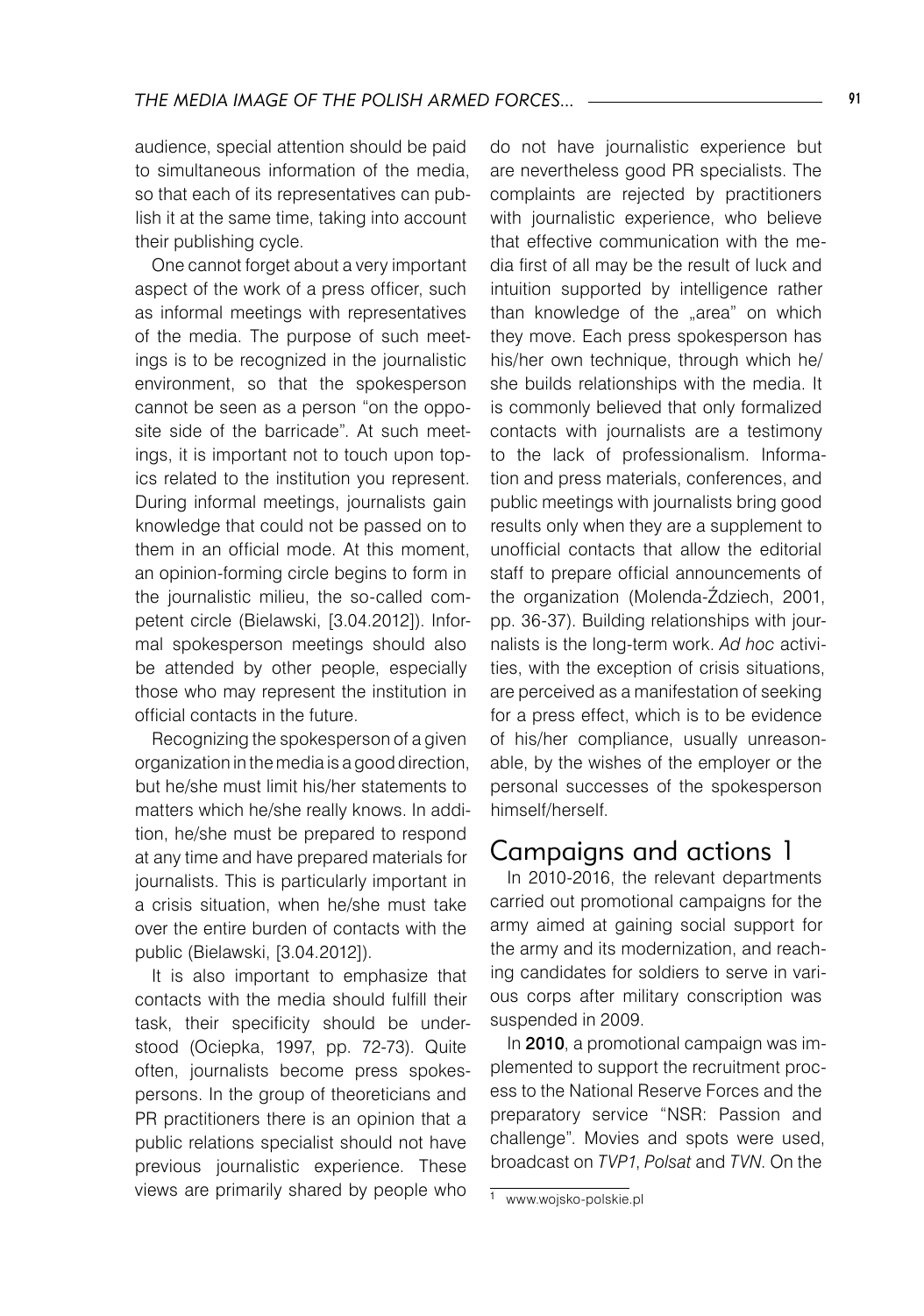audience, special attention should be paid to simultaneous information of the media, so that each of its representatives can publish it at the same time, taking into account their publishing cycle.

One cannot forget about a very important aspect of the work of a press officer, such as informal meetings with representatives of the media. The purpose of such meetings is to be recognized in the journalistic environment, so that the spokesperson cannot be seen as a person "on the opposite side of the barricade". At such meetings, it is important not to touch upon topics related to the institution you represent. During informal meetings, journalists gain knowledge that could not be passed on to them in an official mode. At this moment, an opinion-forming circle begins to form in the journalistic milieu, the so-called competent circle (Bielawski, [3.04.2012]). Informal spokesperson meetings should also be attended by other people, especially those who may represent the institution in official contacts in the future.

Recognizing the spokesperson of a given organization in the media is a good direction, but he/she must limit his/her statements to matters which he/she really knows. In addition, he/she must be prepared to respond at any time and have prepared materials for journalists. This is particularly important in a crisis situation, when he/she must take over the entire burden of contacts with the public (Bielawski, [3.04.2012]).

It is also important to emphasize that contacts with the media should fulfill their task, their specificity should be understood (Ociepka, 1997, pp. 72-73). Quite often, journalists become press spokespersons. In the group of theoreticians and PR practitioners there is an opinion that a public relations specialist should not have previous journalistic experience. These views are primarily shared by people who do not have journalistic experience but are nevertheless good PR specialists. The complaints are rejected by practitioners with journalistic experience, who believe that effective communication with the media first of all may be the result of luck and intuition supported by intelligence rather than knowledge of the „area" on which they move. Each press spokesperson has his/her own technique, through which he/she builds relationships with the media. It is commonly believed that only formalized contacts with journalists are a testimony to the lack of professionalism. Information and press materials, conferences, and public meetings with journalists bring good results only when they are a supplement to unofficial contacts that allow the editorial staff to prepare official announcements of the organization (Molenda-Ździech, 2001, pp. 36-37). Building relationships with journalists is the long-term work. *Ad hoc* activities, with the exception of crisis situations, are perceived as a manifestation of seeking for a press effect, which is to be evidence of his/her compliance, usually unreasonable, by the wishes of the employer or the personal successes of the spokesperson himself/herself.

## Campaigns and actions [1]

In 2010-2016, the relevant departments carried out promotional campaigns for the army aimed at gaining social support for the army and its modernization, and reaching candidates for soldiers to serve in various corps after military conscription was suspended in 2009.

In **2010**, a promotional campaign was implemented to support the recruitment process to the National Reserve Forces and the preparatory service "NSR: Passion and challenge". Movies and spots were used, broadcast on *TVP1*, *Polsat* and *TVN*. On the

[1] www.wojsko-polskie.pl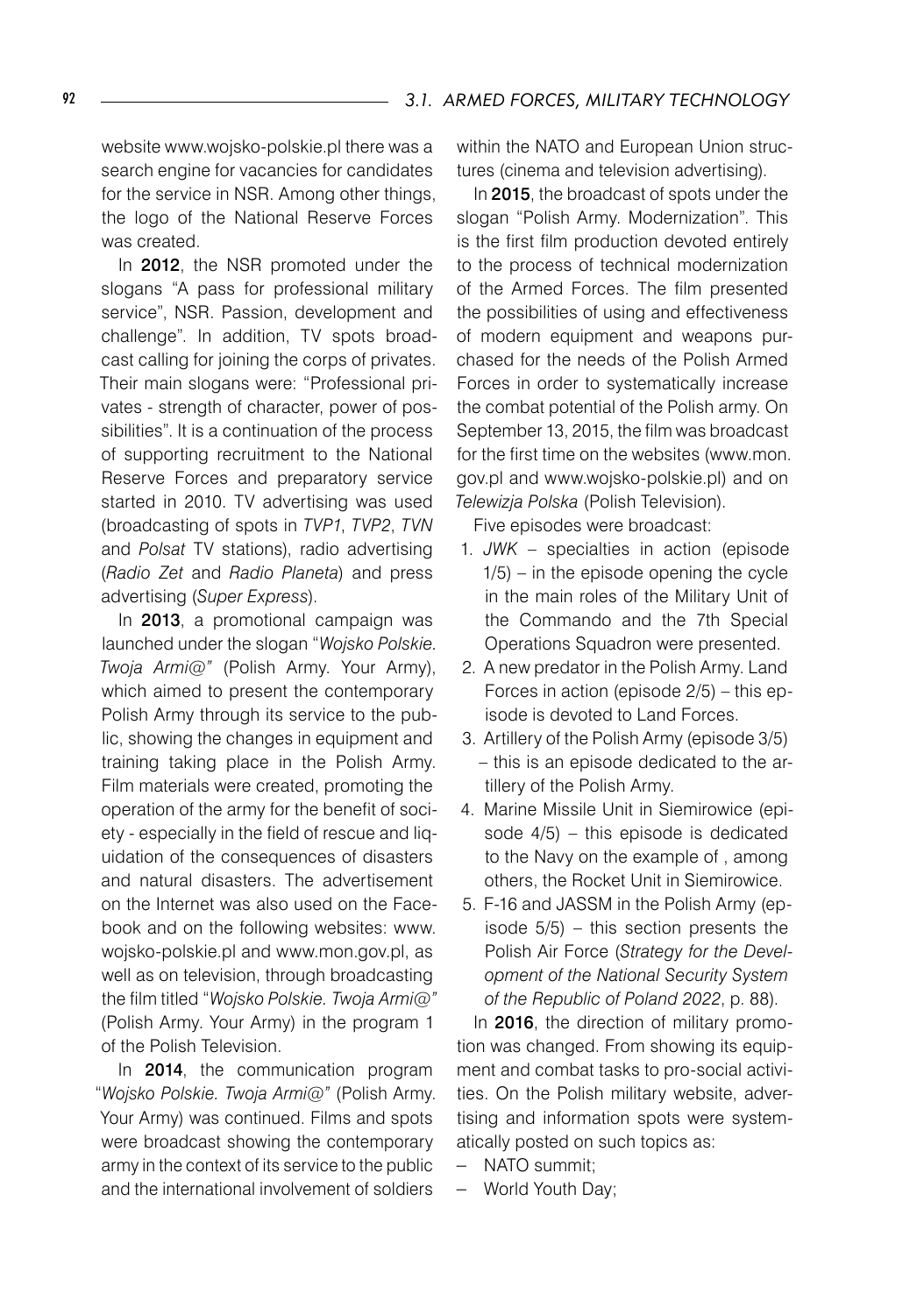website www.wojsko-polskie.pl there was a search engine for vacancies for candidates for the service in NSR. Among other things, the logo of the National Reserve Forces was created.

In **2012**, the NSR promoted under the slogans "A pass for professional military service", NSR. Passion, development and challenge". In addition, TV spots broadcast calling for joining the corps of privates. Their main slogans were: "Professional privates - strength of character, power of possibilities". It is a continuation of the process of supporting recruitment to the National Reserve Forces and preparatory service started in 2010. TV advertising was used (broadcasting of spots in *TVP1*, *TVP2*, *TVN* and *Polsat* TV stations), radio advertising (*Radio Zet* and *Radio Planeta*) and press advertising (*Super Express*).

In **2013**, a promotional campaign was launched under the slogan "*Wojsko Polskie. Twoja Armi@"* (Polish Army. Your Army), which aimed to present the contemporary Polish Army through its service to the public, showing the changes in equipment and training taking place in the Polish Army. Film materials were created, promoting the operation of the army for the benefit of society - especially in the field of rescue and liquidation of the consequences of disasters and natural disasters. The advertisement on the Internet was also used on the Facebook and on the following websites: www.wojsko-polskie.pl and www.mon.gov.pl, as well as on television, through broadcasting the film titled "*Wojsko Polskie. Twoja Armi@"* (Polish Army. Your Army) in the program 1 of the Polish Television.

In **2014**, the communication program "*Wojsko Polskie. Twoja Armi@"* (Polish Army. Your Army) was continued. Films and spots were broadcast showing the contemporary army in the context of its service to the public and the international involvement of soldiers within the NATO and European Union structures (cinema and television advertising).

In **2015**, the broadcast of spots under the slogan "Polish Army. Modernization". This is the first film production devoted entirely to the process of technical modernization of the Armed Forces. The film presented the possibilities of using and effectiveness of modern equipment and weapons purchased for the needs of the Polish Armed Forces in order to systematically increase the combat potential of the Polish army. On September 13, 2015, the film was broadcast for the first time on the websites (www.mon.gov.pl and www.wojsko-polskie.pl) and on *Telewizja Polska* (Polish Television).

Five episodes were broadcast:

1. *JWK* – specialties in action (episode 1/5) – in the episode opening the cycle in the main roles of the Military Unit of the Commando and the 7th Special Operations Squadron were presented.
2. A new predator in the Polish Army. Land Forces in action (episode 2/5) – this episode is devoted to Land Forces.
3. Artillery of the Polish Army (episode 3/5) – this is an episode dedicated to the artillery of the Polish Army.
4. Marine Missile Unit in Siemirowice (episode 4/5) – this episode is dedicated to the Navy on the example of , among others, the Rocket Unit in Siemirowice.
5. F-16 and JASSM in the Polish Army (episode 5/5) – this section presents the Polish Air Force (*Strategy for the Development of the National Security System of the Republic of Poland 2022*, p. 88).

In **2016**, the direction of military promotion was changed. From showing its equipment and combat tasks to pro-social activities. On the Polish military website, advertising and information spots were systematically posted on such topics as:

- NATO summit;
- World Youth Day;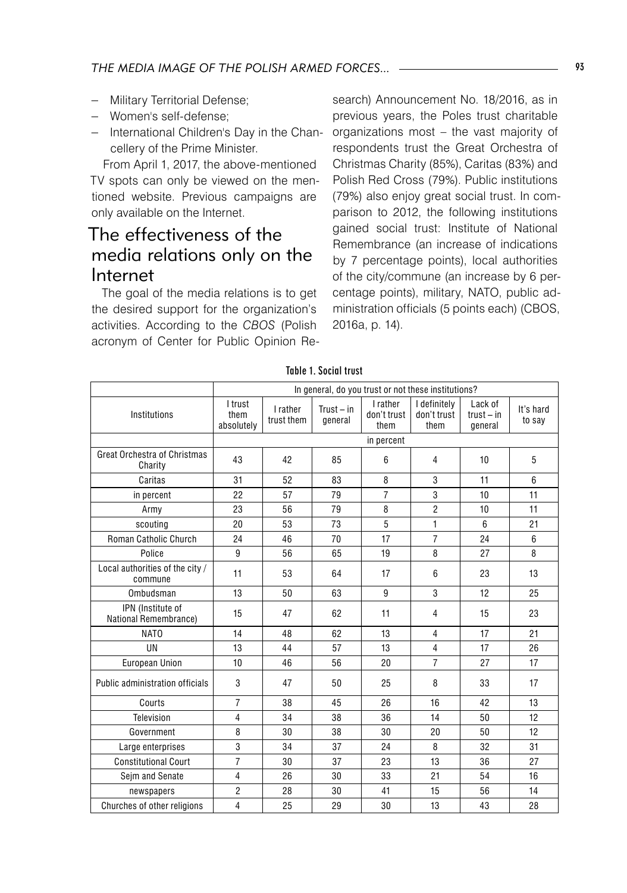- Military Territorial Defense;
- Women's self-defense;
- International Children's Day in the Chancellery of the Prime Minister.

From April 1, 2017, the above-mentioned TV spots can only be viewed on the mentioned website. Previous campaigns are only available on the Internet.

## The effectiveness of the media relations only on the Internet

The goal of the media relations is to get the desired support for the organization's activities. According to the *CBOS* (Polish acronym of Center for Public Opinion Research) Announcement No. 18/2016, as in previous years, the Poles trust charitable organizations most – the vast majority of respondents trust the Great Orchestra of Christmas Charity (85%), Caritas (83%) and Polish Red Cross (79%). Public institutions (79%) also enjoy great social trust. In comparison to 2012, the following institutions gained social trust: Institute of National Remembrance (an increase of indications by 7 percentage points), local authorities of the city/commune (an increase by 6 percentage points), military, NATO, public administration officials (5 points each) (CBOS, 2016a, p. 14).

**Table 1. Social trust**

| | In general, do you trust or not these institutions? | | | | | | |
|---|---|---|---|---|---|---|---|
| Institutions | I trust them absolutely | I rather trust them | Trust – in general | I rather don't trust them | I definitely don't trust them | Lack of trust – in general | It's hard to say |
| | in percent | | | | | | |
| Great Orchestra of Christmas Charity | 43 | 42 | 85 | 6 | 4 | 10 | 5 |
| Caritas | 31 | 52 | 83 | 8 | 3 | 11 | 6 |
| in percent | 22 | 57 | 79 | 7 | 3 | 10 | 11 |
| Army | 23 | 56 | 79 | 8 | 2 | 10 | 11 |
| scouting | 20 | 53 | 73 | 5 | 1 | 6 | 21 |
| Roman Catholic Church | 24 | 46 | 70 | 17 | 7 | 24 | 6 |
| Police | 9 | 56 | 65 | 19 | 8 | 27 | 8 |
| Local authorities of the city / commune | 11 | 53 | 64 | 17 | 6 | 23 | 13 |
| Ombudsman | 13 | 50 | 63 | 9 | 3 | 12 | 25 |
| IPN (Institute of National Remembrance) | 15 | 47 | 62 | 11 | 4 | 15 | 23 |
| NATO | 14 | 48 | 62 | 13 | 4 | 17 | 21 |
| UN | 13 | 44 | 57 | 13 | 4 | 17 | 26 |
| European Union | 10 | 46 | 56 | 20 | 7 | 27 | 17 |
| Public administration officials | 3 | 47 | 50 | 25 | 8 | 33 | 17 |
| Courts | 7 | 38 | 45 | 26 | 16 | 42 | 13 |
| Television | 4 | 34 | 38 | 36 | 14 | 50 | 12 |
| Government | 8 | 30 | 38 | 30 | 20 | 50 | 12 |
| Large enterprises | 3 | 34 | 37 | 24 | 8 | 32 | 31 |
| Constitutional Court | 7 | 30 | 37 | 23 | 13 | 36 | 27 |
| Sejm and Senate | 4 | 26 | 30 | 33 | 21 | 54 | 16 |
| newspapers | 2 | 28 | 30 | 41 | 15 | 56 | 14 |
| Churches of other religions | 4 | 25 | 29 | 30 | 13 | 43 | 28 |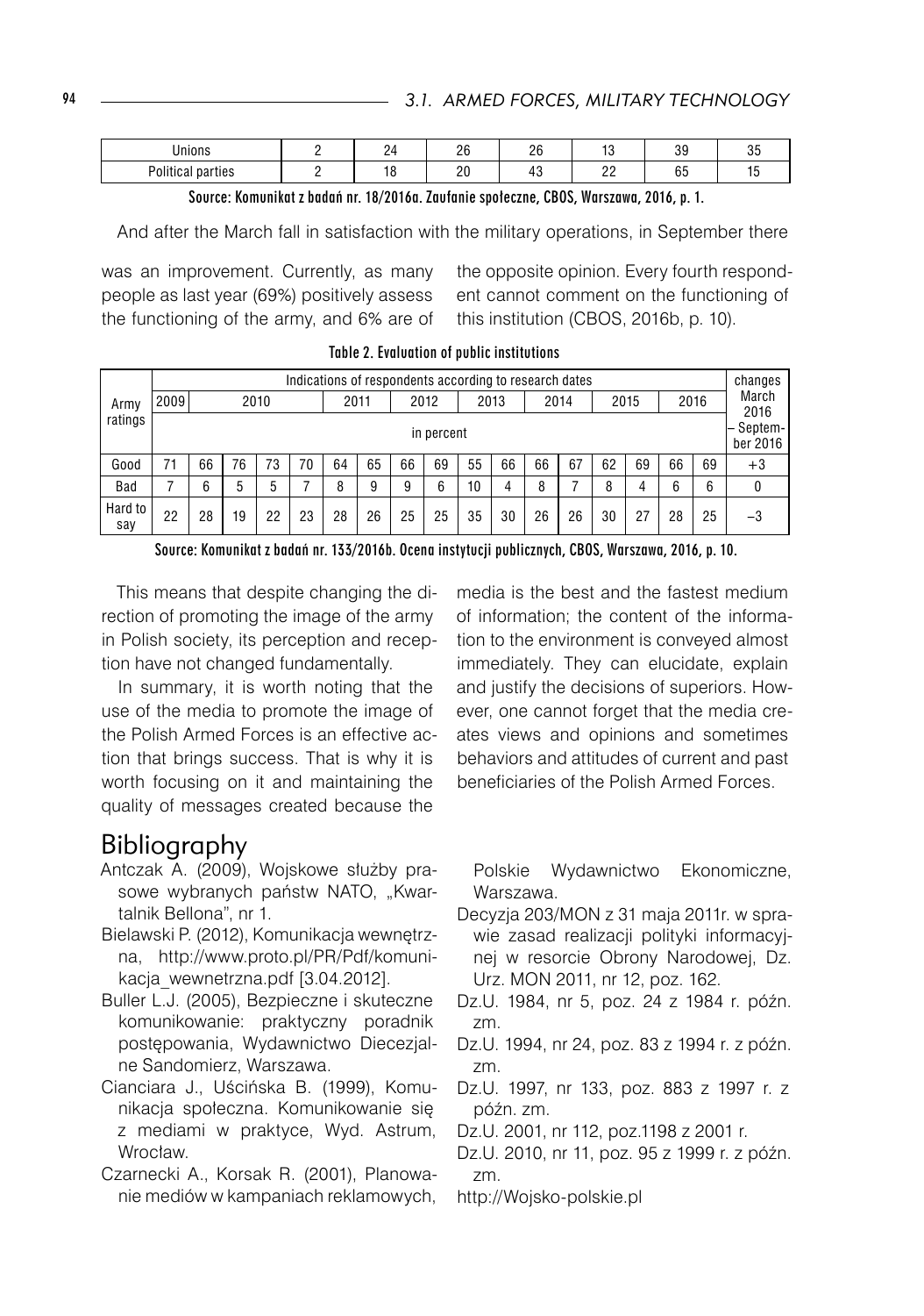| Unions | 2 | 24 | 26 | 26 | 13 | 39 | 35 |
|---|---|---|---|---|---|---|---|
| Political parties | 2 | 18 | 20 | 43 | 22 | 65 | 15 |

Source: Komunikat z badań nr. 18/2016a. Zaufanie społeczne, CBOS, Warszawa, 2016, p. 1.

And after the March fall in satisfaction with the military operations, in September there was an improvement. Currently, as many people as last year (69%) positively assess the functioning of the army, and 6% are of the opposite opinion. Every fourth respondent cannot comment on the functioning of this institution (CBOS, 2016b, p. 10).

Table 2. Evaluation of public institutions

| Army ratings | Indications of respondents according to research dates | | | | | | | | | | | | | | | | | changes March 2016 – September 2016 |
|---|---|---|---|---|---|---|---|---|---|---|---|---|---|---|---|---|---|---|
| | 2009 | 2010 | | | | 2011 | | 2012 | | 2013 | | 2014 | | 2015 | | 2016 | | |
| | in percent | | | | | | | | | | | | | | | | | |
| Good | 71 | 66 | 76 | 73 | 70 | 64 | 65 | 66 | 69 | 55 | 66 | 66 | 67 | 62 | 69 | 66 | 69 | +3 |
| Bad | 7 | 6 | 5 | 5 | 7 | 8 | 9 | 9 | 6 | 10 | 4 | 8 | 7 | 8 | 4 | 6 | 6 | 0 |
| Hard to say | 22 | 28 | 19 | 22 | 23 | 28 | 26 | 25 | 25 | 35 | 30 | 26 | 26 | 30 | 27 | 28 | 25 | −3 |

Source: Komunikat z badań nr. 133/2016b. Ocena instytucji publicznych, CBOS, Warszawa, 2016, p. 10.

This means that despite changing the direction of promoting the image of the army in Polish society, its perception and reception have not changed fundamentally.

In summary, it is worth noting that the use of the media to promote the image of the Polish Armed Forces is an effective action that brings success. That is why it is worth focusing on it and maintaining the quality of messages created because the media is the best and the fastest medium of information; the content of the information to the environment is conveyed almost immediately. They can elucidate, explain and justify the decisions of superiors. However, one cannot forget that the media creates views and opinions and sometimes behaviors and attitudes of current and past beneficiaries of the Polish Armed Forces.

## Bibliography

Antczak A. (2009), Wojskowe służby prasowe wybranych państw NATO, „Kwartalnik Bellona", nr 1.

Bielawski P. (2012), Komunikacja wewnętrzna, http://www.proto.pl/PR/Pdf/komunikacja_wewnetrzna.pdf [3.04.2012].

Buller L.J. (2005), Bezpieczne i skuteczne komunikowanie: praktyczny poradnik postępowania, Wydawnictwo Diecezjalne Sandomierz, Warszawa.

Cianciara J., Uścińska B. (1999), Komunikacja społeczna. Komunikowanie się z mediami w praktyce, Wyd. Astrum, Wrocław.

Czarnecki A., Korsak R. (2001), Planowanie mediów w kampaniach reklamowych, Polskie Wydawnictwo Ekonomiczne, Warszawa.

Decyzja 203/MON z 31 maja 2011r. w sprawie zasad realizacji polityki informacyjnej w resorcie Obrony Narodowej, Dz. Urz. MON 2011, nr 12, poz. 162.

Dz.U. 1984, nr 5, poz. 24 z 1984 r. późn. zm.

Dz.U. 1994, nr 24, poz. 83 z 1994 r. z późn. zm.

Dz.U. 1997, nr 133, poz. 883 z 1997 r. z późn. zm.

Dz.U. 2001, nr 112, poz.1198 z 2001 r.

Dz.U. 2010, nr 11, poz. 95 z 1999 r. z późn. zm.

http://Wojsko-polskie.pl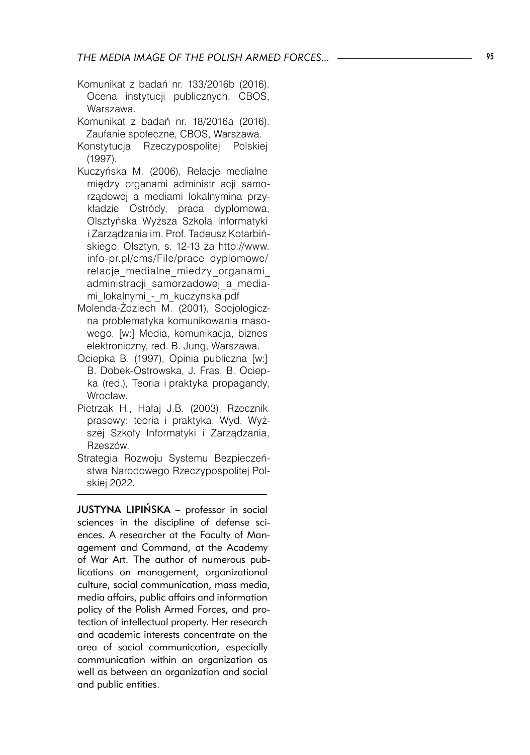Komunikat z badań nr. 133/2016b (2016). Ocena instytucji publicznych, CBOS, Warszawa.

Komunikat z badań nr. 18/2016a (2016). Zaufanie społeczne, CBOS, Warszawa.

Konstytucja Rzeczypospolitej Polskiej (1997).

Kuczyńska M. (2006), Relacje medialne między organami administr acji samorządowej a mediami lokalnymina przykładzie Ostródy, praca dyplomowa, Olsztyńska Wyższa Szkoła Informatyki i Zarządzania im. Prof. Tadeusz Kotarbińskiego, Olsztyn, s. 12-13 za http://www.info-pr.pl/cms/File/prace_dyplomowe/relacje_medialne_miedzy_organami_administracji_samorzadowej_a_mediami_lokalnymi_-_m_kuczynska.pdf

Molenda-Ździech M. (2001), Socjologiczna problematyka komunikowania masowego, [w:] Media, komunikacja, biznes elektroniczny, red. B. Jung, Warszawa.

Ociepka B. (1997), Opinia publiczna [w:] B. Dobek-Ostrowska, J. Fras, B. Ociepka (red.), Teoria i praktyka propagandy, Wrocław.

Pietrzak H., Hałaj J.B. (2003), Rzecznik prasowy: teoria i praktyka, Wyd. Wyższej Szkoły Informatyki i Zarządzania, Rzeszów.

Strategia Rozwoju Systemu Bezpieczeństwa Narodowego Rzeczypospolitej Polskiej 2022.

---

**JUSTYNA LIPIŃSKA** – professor in social sciences in the discipline of defense sciences. A researcher at the Faculty of Management and Command, at the Academy of War Art. The author of numerous publications on management, organizational culture, social communication, mass media, media affairs, public affairs and information policy of the Polish Armed Forces, and protection of intellectual property. Her research and academic interests concentrate on the area of social communication, especially communication within an organization as well as between an organization and social and public entities.